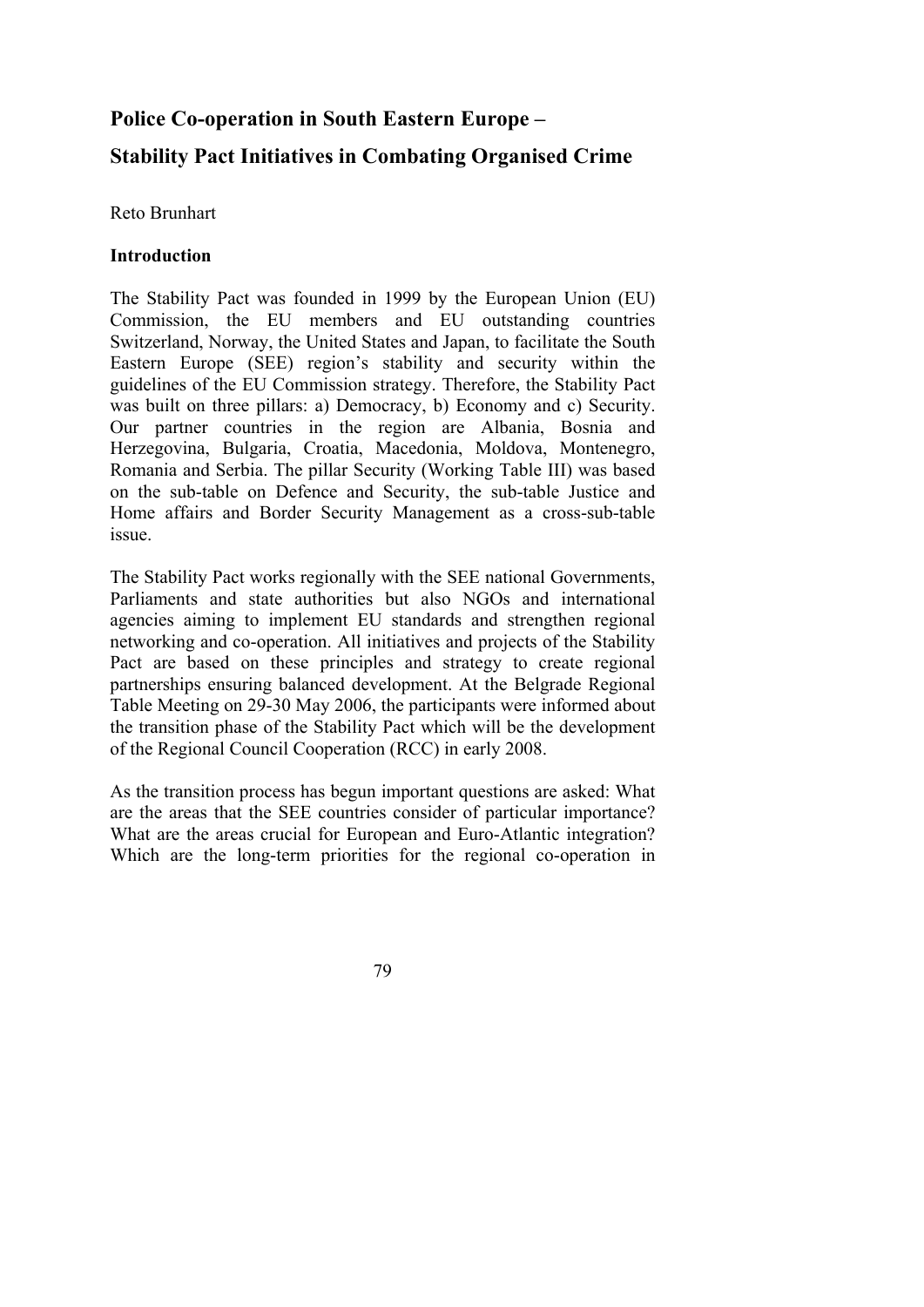# Police Co-operation in South Eastern Europe – Stability Pact Initiatives in Combating Organised Crime

Reto Brunhart

## Introduction

The Stability Pact was founded in 1999 by the European Union (EU) Commission, the EU members and EU outstanding countries Switzerland, Norway, the United States and Japan, to facilitate the South Eastern Europe (SEE) region's stability and security within the guidelines of the EU Commission strategy. Therefore, the Stability Pact was built on three pillars: a) Democracy, b) Economy and c) Security. Our partner countries in the region are Albania, Bosnia and Herzegovina, Bulgaria, Croatia, Macedonia, Moldova, Montenegro, Romania and Serbia. The pillar Security (Working Table III) was based on the sub-table on Defence and Security, the sub-table Justice and Home affairs and Border Security Management as a cross-sub-table issue.

The Stability Pact works regionally with the SEE national Governments, Parliaments and state authorities but also NGOs and international agencies aiming to implement EU standards and strengthen regional networking and co-operation. All initiatives and projects of the Stability Pact are based on these principles and strategy to create regional partnerships ensuring balanced development. At the Belgrade Regional Table Meeting on 29-30 May 2006, the participants were informed about the transition phase of the Stability Pact which will be the development of the Regional Council Cooperation (RCC) in early 2008.

As the transition process has begun important questions are asked: What are the areas that the SEE countries consider of particular importance? What are the areas crucial for European and Euro-Atlantic integration? Which are the long-term priorities for the regional co-operation in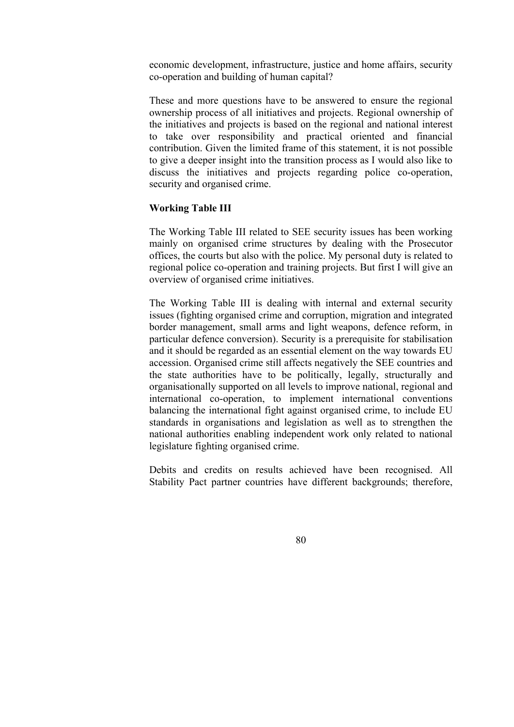economic development, infrastructure, justice and home affairs, security co-operation and building of human capital?

These and more questions have to be answered to ensure the regional ownership process of all initiatives and projects. Regional ownership of the initiatives and projects is based on the regional and national interest to take over responsibility and practical oriented and financial contribution. Given the limited frame of this statement, it is not possible to give a deeper insight into the transition process as I would also like to discuss the initiatives and projects regarding police co-operation, security and organised crime.

**Working Table III**

The Working Table III related to SEE security issues has been working mainly on organised crime structures by dealing with the Prosecutor offices, the courts but also with the police. My personal duty is related to regional police co-operation and training projects. But first I will give an overview of organised crime initiatives.

The Working Table III is dealing with internal and external security issues (fighting organised crime and corruption, migration and integrated border management, small arms and light weapons, defence reform, in particular defence conversion). Security is a prerequisite for stabilisation and it should be regarded as an essential element on the way towards EU accession. Organised crime still affects negatively the SEE countries and the state authorities have to be politically, legally, structurally and organisationally supported on all levels to improve national, regional and international co-operation, to implement international conventions balancing the international fight against organised crime, to include EU standards in organisations and legislation as well as to strengthen the national authorities enabling independent work only related to national legislature fighting organised crime.

Debits and credits on results achieved have been recognised. All Stability Pact partner countries have different backgrounds; therefore,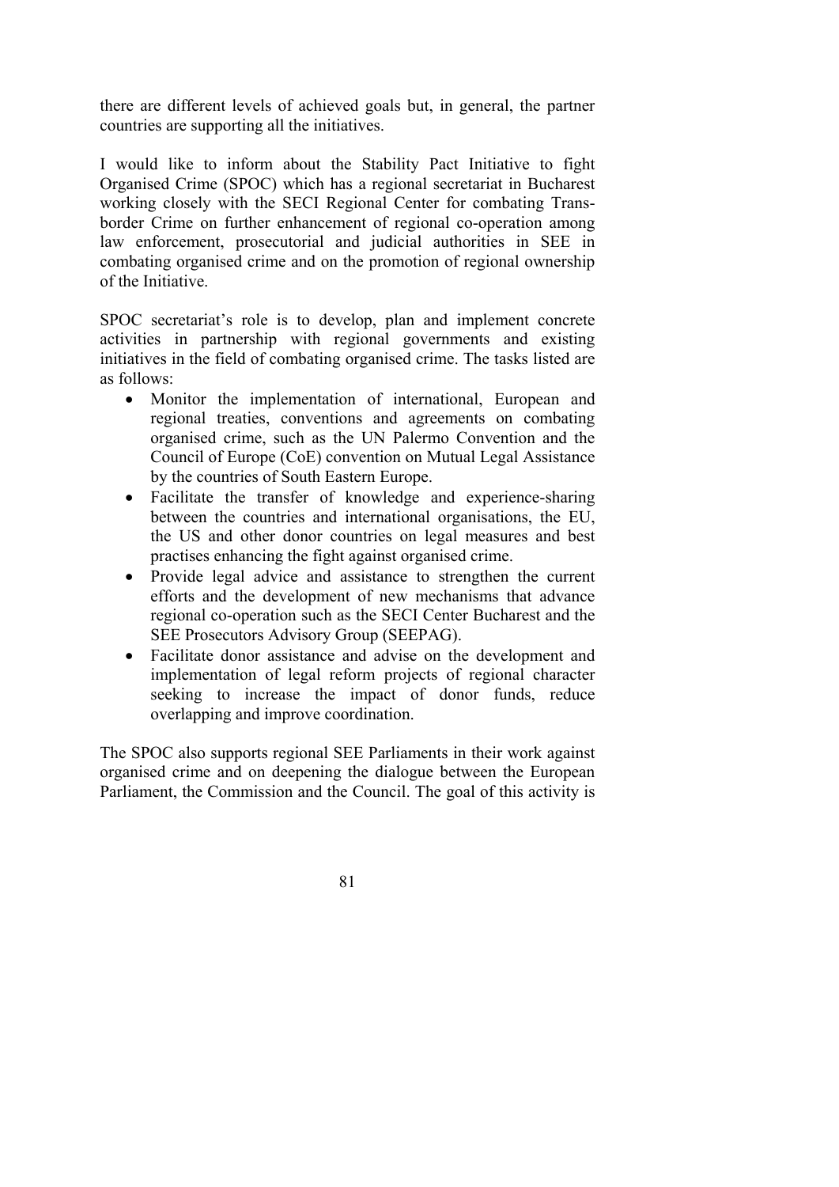there are different levels of achieved goals but, in general, the partner countries are supporting all the initiatives.

I would like to inform about the Stability Pact Initiative to fight Organised Crime (SPOC) which has a regional secretariat in Bucharest working closely with the SECI Regional Center for combating Trans-border Crime on further enhancement of regional co-operation among law enforcement, prosecutorial and judicial authorities in SEE in combating organised crime and on the promotion of regional ownership of the Initiative.

SPOC secretariat's role is to develop, plan and implement concrete activities in partnership with regional governments and existing initiatives in the field of combating organised crime. The tasks listed are as follows:

- Monitor the implementation of international, European and regional treaties, conventions and agreements on combating organised crime, such as the UN Palermo Convention and the Council of Europe (CoE) convention on Mutual Legal Assistance by the countries of South Eastern Europe.
- Facilitate the transfer of knowledge and experience-sharing between the countries and international organisations, the EU, the US and other donor countries on legal measures and best practises enhancing the fight against organised crime.
- Provide legal advice and assistance to strengthen the current efforts and the development of new mechanisms that advance regional co-operation such as the SECI Center Bucharest and the SEE Prosecutors Advisory Group (SEEPAG).
- Facilitate donor assistance and advise on the development and implementation of legal reform projects of regional character seeking to increase the impact of donor funds, reduce overlapping and improve coordination.

The SPOC also supports regional SEE Parliaments in their work against organised crime and on deepening the dialogue between the European Parliament, the Commission and the Council. The goal of this activity is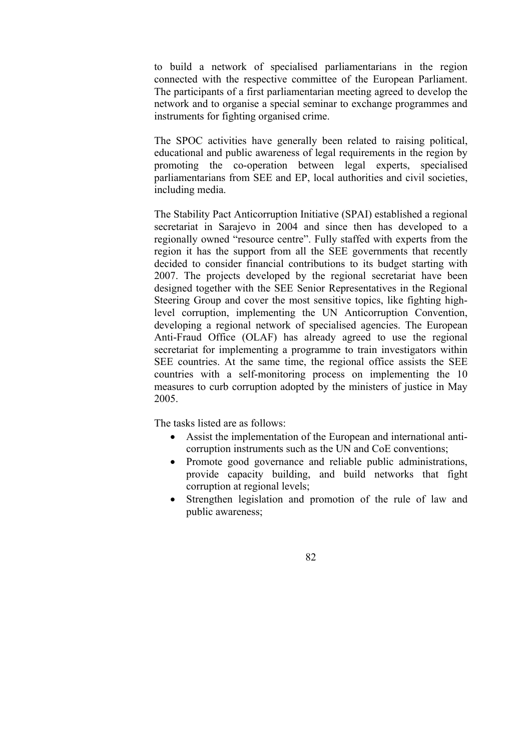to build a network of specialised parliamentarians in the region connected with the respective committee of the European Parliament. The participants of a first parliamentarian meeting agreed to develop the network and to organise a special seminar to exchange programmes and instruments for fighting organised crime.

The SPOC activities have generally been related to raising political, educational and public awareness of legal requirements in the region by promoting the co-operation between legal experts, specialised parliamentarians from SEE and EP, local authorities and civil societies, including media.

The Stability Pact Anticorruption Initiative (SPAI) established a regional secretariat in Sarajevo in 2004 and since then has developed to a regionally owned "resource centre". Fully staffed with experts from the region it has the support from all the SEE governments that recently decided to consider financial contributions to its budget starting with 2007. The projects developed by the regional secretariat have been designed together with the SEE Senior Representatives in the Regional Steering Group and cover the most sensitive topics, like fighting high-level corruption, implementing the UN Anticorruption Convention, developing a regional network of specialised agencies. The European Anti-Fraud Office (OLAF) has already agreed to use the regional secretariat for implementing a programme to train investigators within SEE countries. At the same time, the regional office assists the SEE countries with a self-monitoring process on implementing the 10 measures to curb corruption adopted by the ministers of justice in May 2005.

The tasks listed are as follows:

- Assist the implementation of the European and international anti-corruption instruments such as the UN and CoE conventions;
- Promote good governance and reliable public administrations, provide capacity building, and build networks that fight corruption at regional levels;
- Strengthen legislation and promotion of the rule of law and public awareness;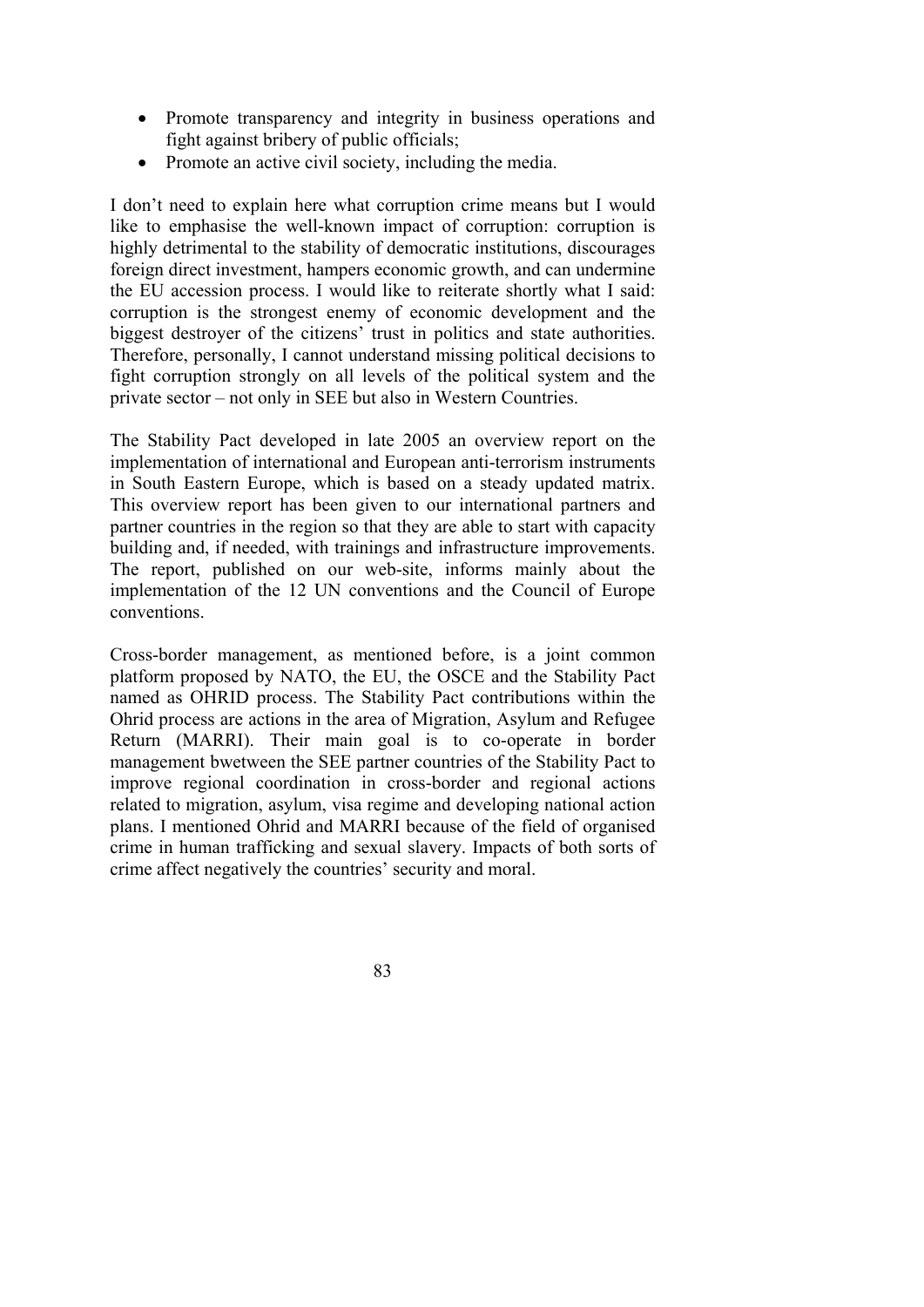- Promote transparency and integrity in business operations and fight against bribery of public officials;
- Promote an active civil society, including the media.

I don't need to explain here what corruption crime means but I would like to emphasise the well-known impact of corruption: corruption is highly detrimental to the stability of democratic institutions, discourages foreign direct investment, hampers economic growth, and can undermine the EU accession process. I would like to reiterate shortly what I said: corruption is the strongest enemy of economic development and the biggest destroyer of the citizens' trust in politics and state authorities. Therefore, personally, I cannot understand missing political decisions to fight corruption strongly on all levels of the political system and the private sector – not only in SEE but also in Western Countries.

The Stability Pact developed in late 2005 an overview report on the implementation of international and European anti-terrorism instruments in South Eastern Europe, which is based on a steady updated matrix. This overview report has been given to our international partners and partner countries in the region so that they are able to start with capacity building and, if needed, with trainings and infrastructure improvements. The report, published on our web-site, informs mainly about the implementation of the 12 UN conventions and the Council of Europe conventions.

Cross-border management, as mentioned before, is a joint common platform proposed by NATO, the EU, the OSCE and the Stability Pact named as OHRID process. The Stability Pact contributions within the Ohrid process are actions in the area of Migration, Asylum and Refugee Return (MARRI). Their main goal is to co-operate in border management bwetween the SEE partner countries of the Stability Pact to improve regional coordination in cross-border and regional actions related to migration, asylum, visa regime and developing national action plans. I mentioned Ohrid and MARRI because of the field of organised crime in human trafficking and sexual slavery. Impacts of both sorts of crime affect negatively the countries' security and moral.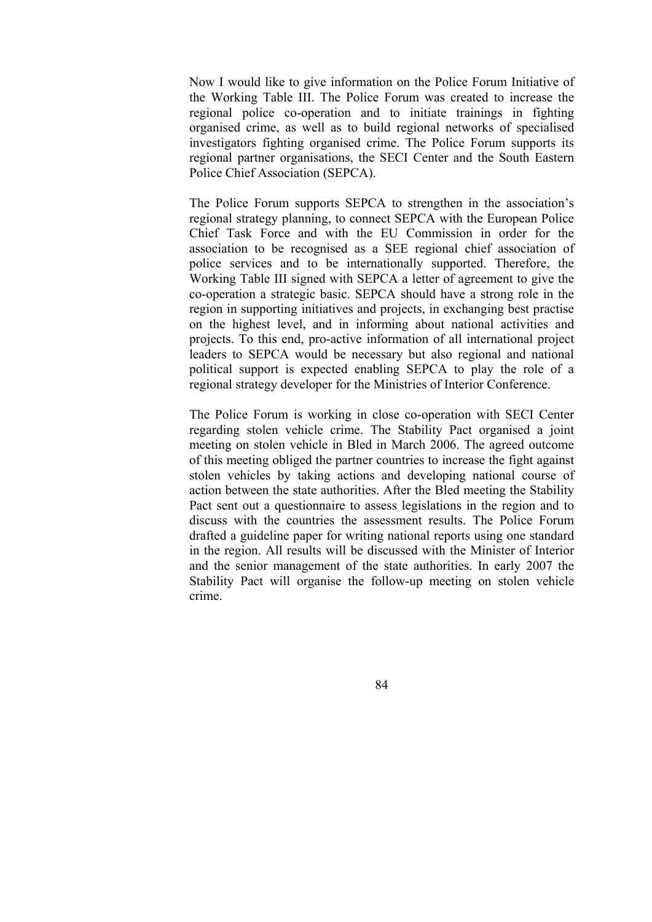Now I would like to give information on the Police Forum Initiative of the Working Table III. The Police Forum was created to increase the regional police co-operation and to initiate trainings in fighting organised crime, as well as to build regional networks of specialised investigators fighting organised crime. The Police Forum supports its regional partner organisations, the SECI Center and the South Eastern Police Chief Association (SEPCA).

The Police Forum supports SEPCA to strengthen in the association's regional strategy planning, to connect SEPCA with the European Police Chief Task Force and with the EU Commission in order for the association to be recognised as a SEE regional chief association of police services and to be internationally supported. Therefore, the Working Table III signed with SEPCA a letter of agreement to give the co-operation a strategic basic. SEPCA should have a strong role in the region in supporting initiatives and projects, in exchanging best practise on the highest level, and in informing about national activities and projects. To this end, pro-active information of all international project leaders to SEPCA would be necessary but also regional and national political support is expected enabling SEPCA to play the role of a regional strategy developer for the Ministries of Interior Conference.

The Police Forum is working in close co-operation with SECI Center regarding stolen vehicle crime. The Stability Pact organised a joint meeting on stolen vehicle in Bled in March 2006. The agreed outcome of this meeting obliged the partner countries to increase the fight against stolen vehicles by taking actions and developing national course of action between the state authorities. After the Bled meeting the Stability Pact sent out a questionnaire to assess legislations in the region and to discuss with the countries the assessment results. The Police Forum drafted a guideline paper for writing national reports using one standard in the region. All results will be discussed with the Minister of Interior and the senior management of the state authorities. In early 2007 the Stability Pact will organise the follow-up meeting on stolen vehicle crime.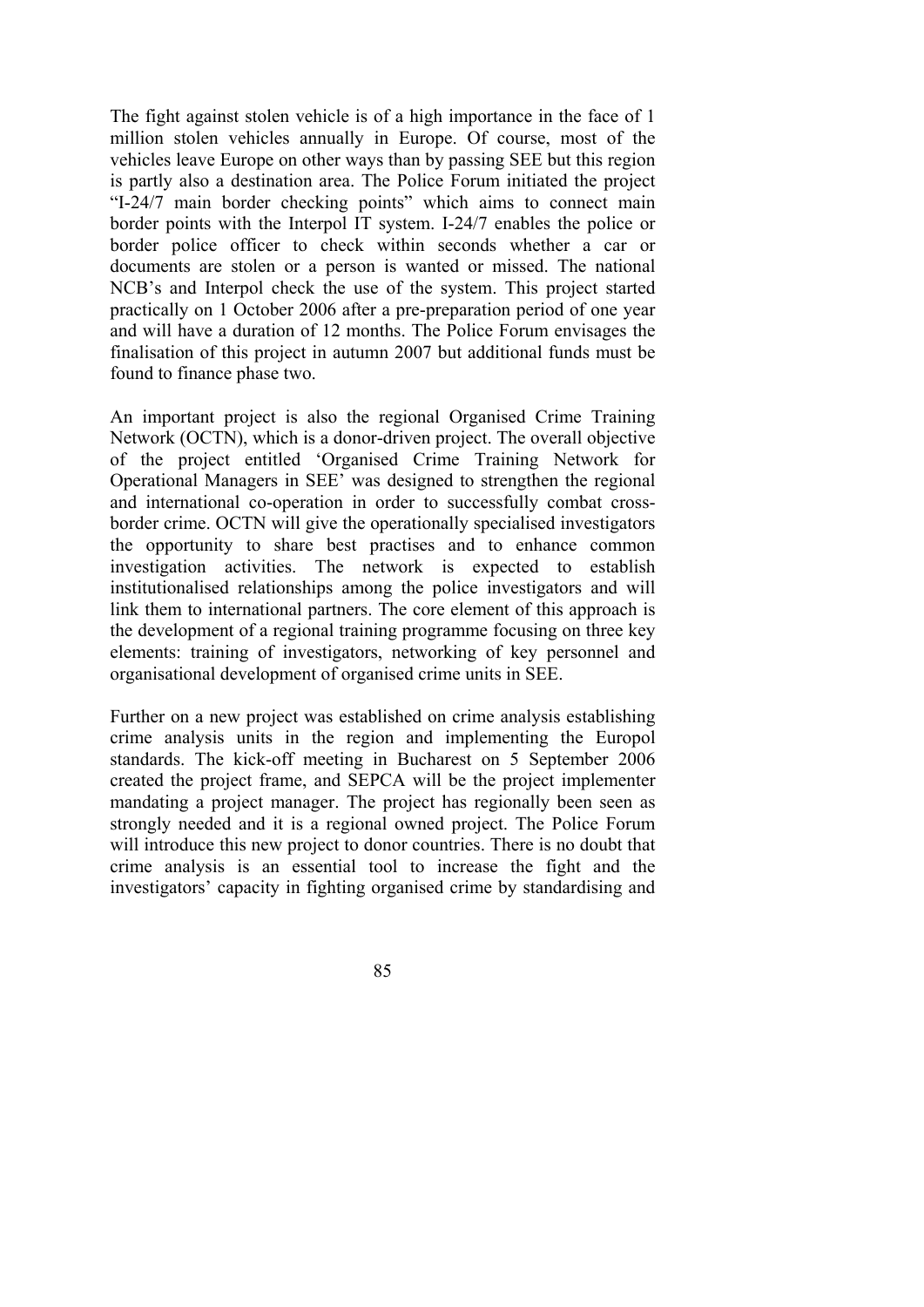The fight against stolen vehicle is of a high importance in the face of 1 million stolen vehicles annually in Europe. Of course, most of the vehicles leave Europe on other ways than by passing SEE but this region is partly also a destination area. The Police Forum initiated the project "I-24/7 main border checking points" which aims to connect main border points with the Interpol IT system. I-24/7 enables the police or border police officer to check within seconds whether a car or documents are stolen or a person is wanted or missed. The national NCB's and Interpol check the use of the system. This project started practically on 1 October 2006 after a pre-preparation period of one year and will have a duration of 12 months. The Police Forum envisages the finalisation of this project in autumn 2007 but additional funds must be found to finance phase two.

An important project is also the regional Organised Crime Training Network (OCTN), which is a donor-driven project. The overall objective of the project entitled 'Organised Crime Training Network for Operational Managers in SEE' was designed to strengthen the regional and international co-operation in order to successfully combat cross-border crime. OCTN will give the operationally specialised investigators the opportunity to share best practises and to enhance common investigation activities. The network is expected to establish institutionalised relationships among the police investigators and will link them to international partners. The core element of this approach is the development of a regional training programme focusing on three key elements: training of investigators, networking of key personnel and organisational development of organised crime units in SEE.

Further on a new project was established on crime analysis establishing crime analysis units in the region and implementing the Europol standards. The kick-off meeting in Bucharest on 5 September 2006 created the project frame, and SEPCA will be the project implementer mandating a project manager. The project has regionally been seen as strongly needed and it is a regional owned project. The Police Forum will introduce this new project to donor countries. There is no doubt that crime analysis is an essential tool to increase the fight and the investigators' capacity in fighting organised crime by standardising and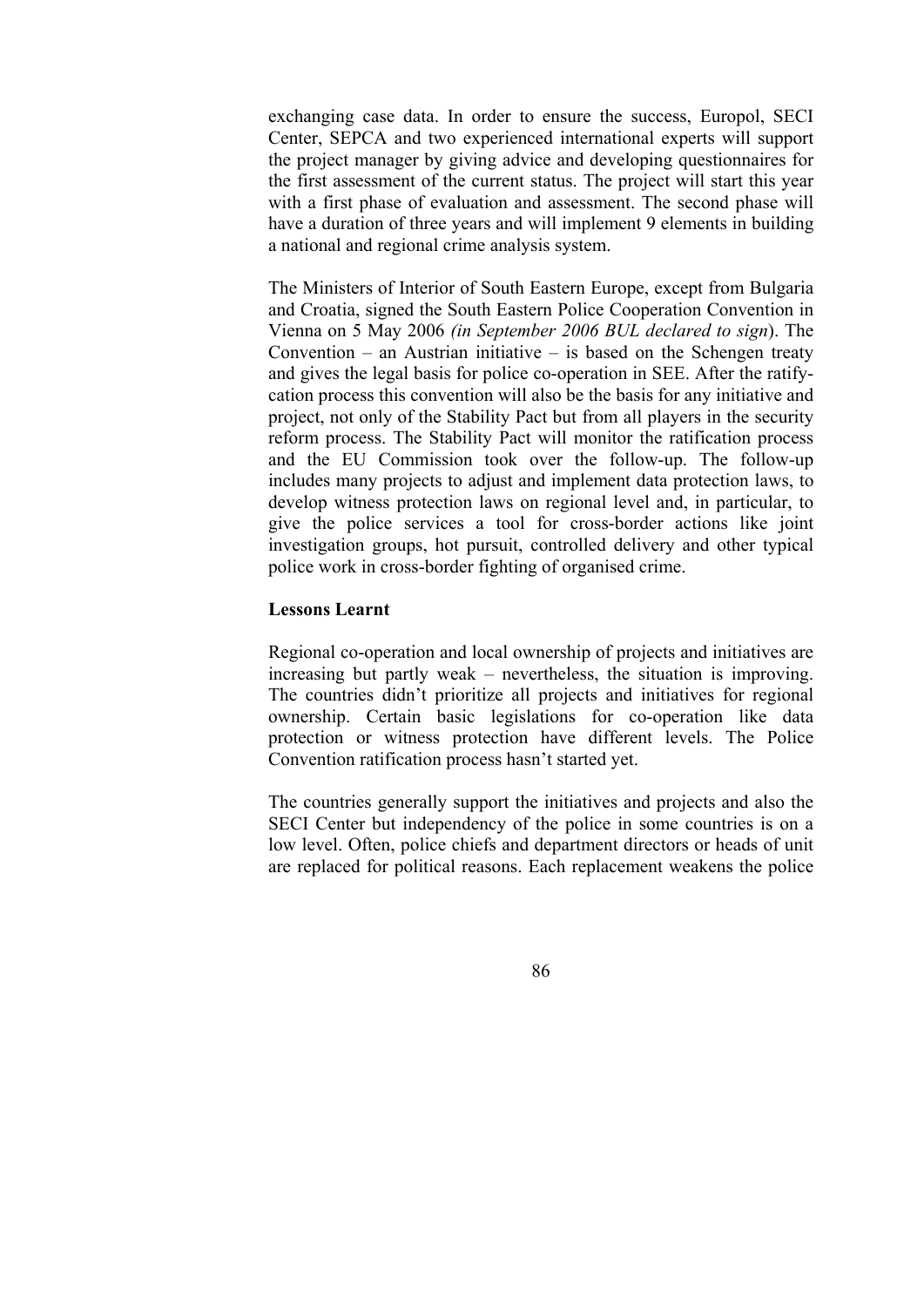exchanging case data. In order to ensure the success, Europol, SECI Center, SEPCA and two experienced international experts will support the project manager by giving advice and developing questionnaires for the first assessment of the current status. The project will start this year with a first phase of evaluation and assessment. The second phase will have a duration of three years and will implement 9 elements in building a national and regional crime analysis system.

The Ministers of Interior of South Eastern Europe, except from Bulgaria and Croatia, signed the South Eastern Police Cooperation Convention in Vienna on 5 May 2006 *(in September 2006 BUL declared to sign*). The Convention – an Austrian initiative – is based on the Schengen treaty and gives the legal basis for police co-operation in SEE. After the ratify-cation process this convention will also be the basis for any initiative and project, not only of the Stability Pact but from all players in the security reform process. The Stability Pact will monitor the ratification process and the EU Commission took over the follow-up. The follow-up includes many projects to adjust and implement data protection laws, to develop witness protection laws on regional level and, in particular, to give the police services a tool for cross-border actions like joint investigation groups, hot pursuit, controlled delivery and other typical police work in cross-border fighting of organised crime.

**Lessons Learnt**

Regional co-operation and local ownership of projects and initiatives are increasing but partly weak – nevertheless, the situation is improving. The countries didn't prioritize all projects and initiatives for regional ownership. Certain basic legislations for co-operation like data protection or witness protection have different levels. The Police Convention ratification process hasn't started yet.

The countries generally support the initiatives and projects and also the SECI Center but independency of the police in some countries is on a low level. Often, police chiefs and department directors or heads of unit are replaced for political reasons. Each replacement weakens the police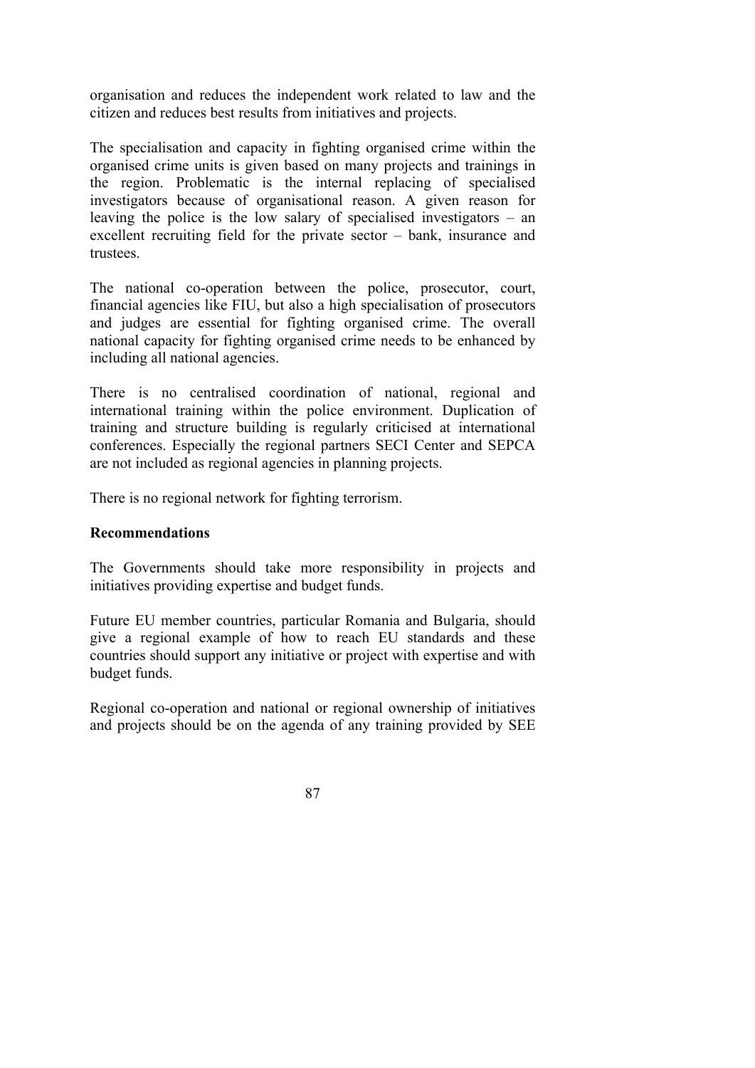organisation and reduces the independent work related to law and the citizen and reduces best results from initiatives and projects.

The specialisation and capacity in fighting organised crime within the organised crime units is given based on many projects and trainings in the region. Problematic is the internal replacing of specialised investigators because of organisational reason. A given reason for leaving the police is the low salary of specialised investigators – an excellent recruiting field for the private sector – bank, insurance and trustees.

The national co-operation between the police, prosecutor, court, financial agencies like FIU, but also a high specialisation of prosecutors and judges are essential for fighting organised crime. The overall national capacity for fighting organised crime needs to be enhanced by including all national agencies.

There is no centralised coordination of national, regional and international training within the police environment. Duplication of training and structure building is regularly criticised at international conferences. Especially the regional partners SECI Center and SEPCA are not included as regional agencies in planning projects.

There is no regional network for fighting terrorism.

**Recommendations**

The Governments should take more responsibility in projects and initiatives providing expertise and budget funds.

Future EU member countries, particular Romania and Bulgaria, should give a regional example of how to reach EU standards and these countries should support any initiative or project with expertise and with budget funds.

Regional co-operation and national or regional ownership of initiatives and projects should be on the agenda of any training provided by SEE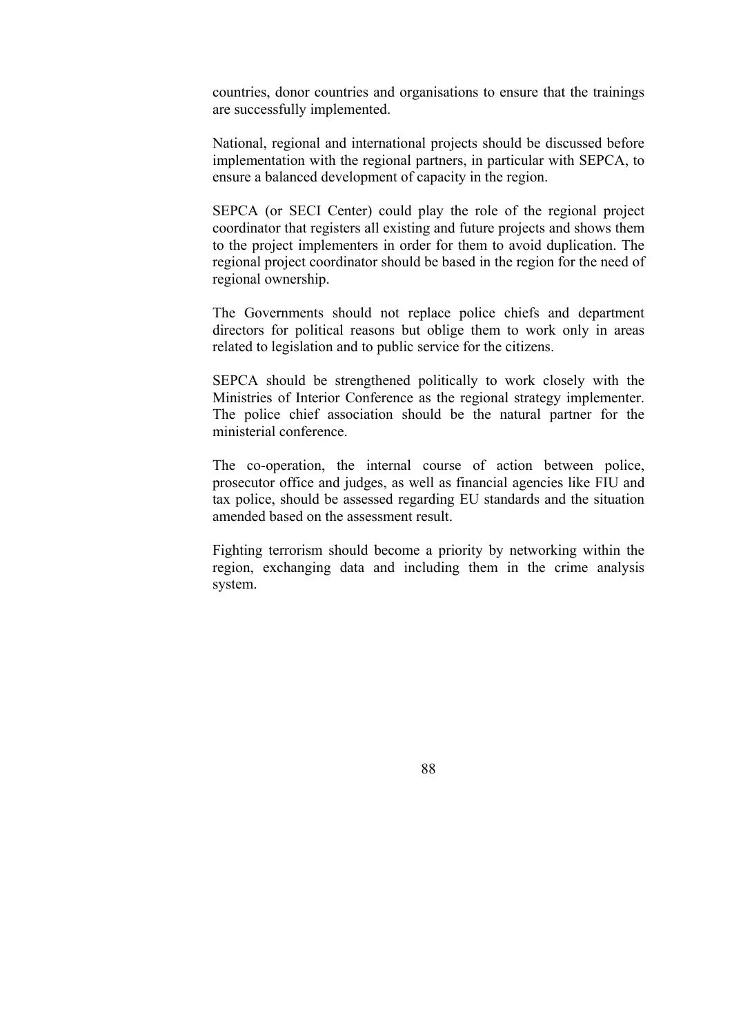countries, donor countries and organisations to ensure that the trainings are successfully implemented.

National, regional and international projects should be discussed before implementation with the regional partners, in particular with SEPCA, to ensure a balanced development of capacity in the region.

SEPCA (or SECI Center) could play the role of the regional project coordinator that registers all existing and future projects and shows them to the project implementers in order for them to avoid duplication. The regional project coordinator should be based in the region for the need of regional ownership.

The Governments should not replace police chiefs and department directors for political reasons but oblige them to work only in areas related to legislation and to public service for the citizens.

SEPCA should be strengthened politically to work closely with the Ministries of Interior Conference as the regional strategy implementer. The police chief association should be the natural partner for the ministerial conference.

The co-operation, the internal course of action between police, prosecutor office and judges, as well as financial agencies like FIU and tax police, should be assessed regarding EU standards and the situation amended based on the assessment result.

Fighting terrorism should become a priority by networking within the region, exchanging data and including them in the crime analysis system.